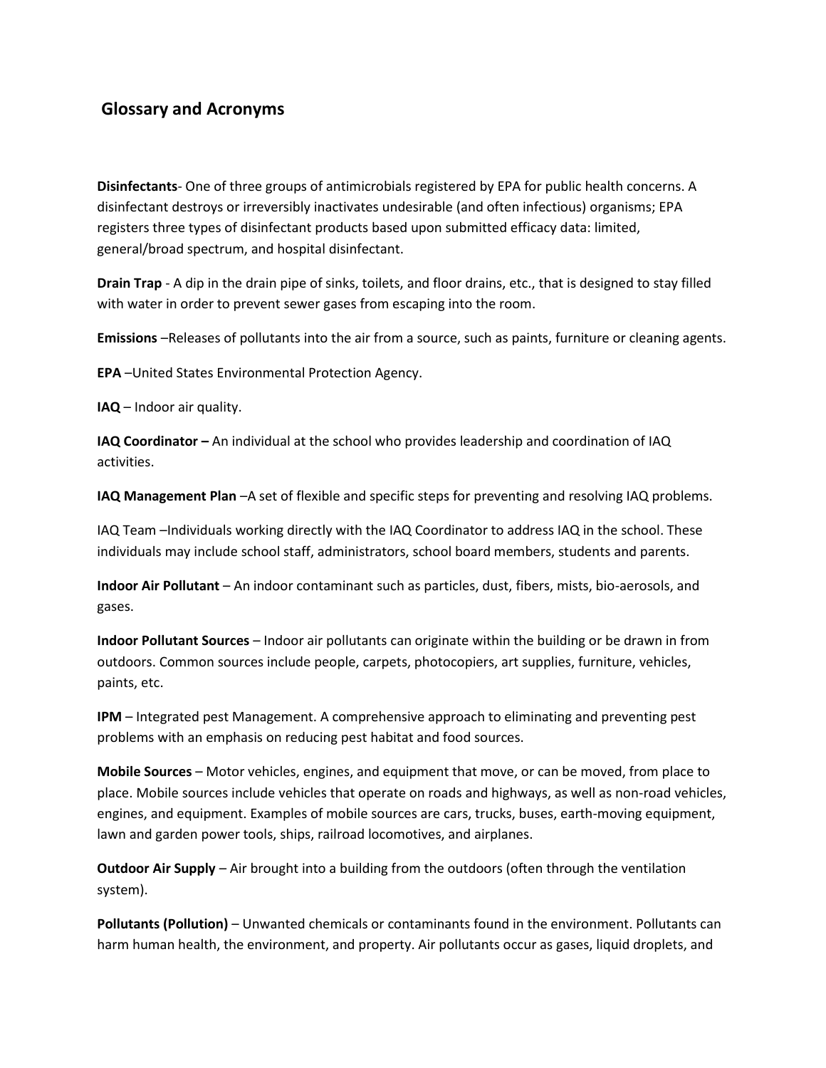## Glossary and Acronyms

**Disinfectants**- One of three groups of antimicrobials registered by EPA for public health concerns. A disinfectant destroys or irreversibly inactivates undesirable (and often infectious) organisms; EPA registers three types of disinfectant products based upon submitted efficacy data: limited, general/broad spectrum, and hospital disinfectant.

**Drain Trap** - A dip in the drain pipe of sinks, toilets, and floor drains, etc., that is designed to stay filled with water in order to prevent sewer gases from escaping into the room.

**Emissions** –Releases of pollutants into the air from a source, such as paints, furniture or cleaning agents.

**EPA** –United States Environmental Protection Agency.

**IAQ** – Indoor air quality.

**IAQ Coordinator –** An individual at the school who provides leadership and coordination of IAQ activities.

**IAQ Management Plan** –A set of flexible and specific steps for preventing and resolving IAQ problems.

IAQ Team –Individuals working directly with the IAQ Coordinator to address IAQ in the school. These individuals may include school staff, administrators, school board members, students and parents.

**Indoor Air Pollutant** – An indoor contaminant such as particles, dust, fibers, mists, bio-aerosols, and gases.

**Indoor Pollutant Sources** – Indoor air pollutants can originate within the building or be drawn in from outdoors. Common sources include people, carpets, photocopiers, art supplies, furniture, vehicles, paints, etc.

**IPM** – Integrated pest Management. A comprehensive approach to eliminating and preventing pest problems with an emphasis on reducing pest habitat and food sources.

**Mobile Sources** – Motor vehicles, engines, and equipment that move, or can be moved, from place to place. Mobile sources include vehicles that operate on roads and highways, as well as non-road vehicles, engines, and equipment. Examples of mobile sources are cars, trucks, buses, earth-moving equipment, lawn and garden power tools, ships, railroad locomotives, and airplanes.

**Outdoor Air Supply** – Air brought into a building from the outdoors (often through the ventilation system).

**Pollutants (Pollution)** – Unwanted chemicals or contaminants found in the environment. Pollutants can harm human health, the environment, and property. Air pollutants occur as gases, liquid droplets, and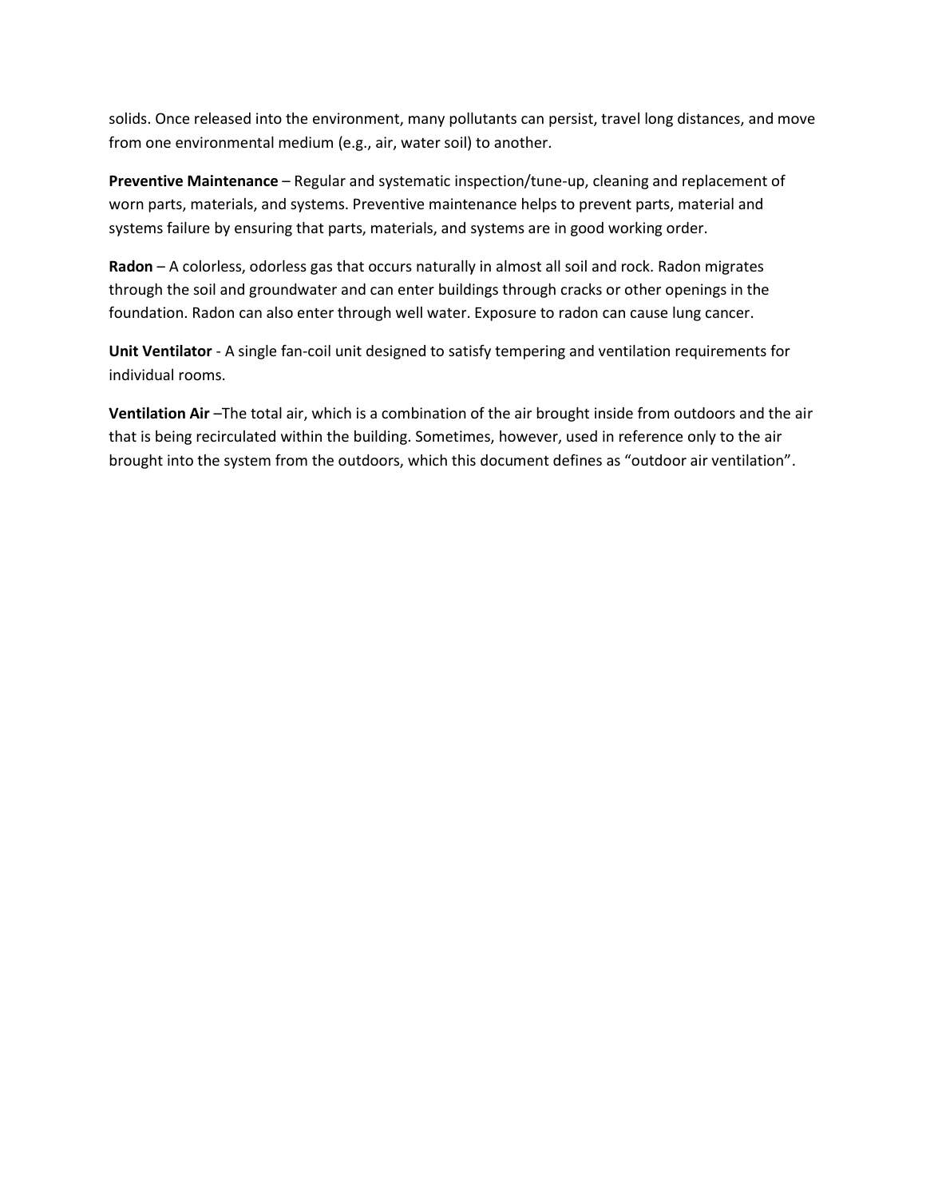solids. Once released into the environment, many pollutants can persist, travel long distances, and move from one environmental medium (e.g., air, water soil) to another.

**Preventive Maintenance** – Regular and systematic inspection/tune-up, cleaning and replacement of worn parts, materials, and systems. Preventive maintenance helps to prevent parts, material and systems failure by ensuring that parts, materials, and systems are in good working order.

**Radon** – A colorless, odorless gas that occurs naturally in almost all soil and rock. Radon migrates through the soil and groundwater and can enter buildings through cracks or other openings in the foundation. Radon can also enter through well water. Exposure to radon can cause lung cancer.

**Unit Ventilator** - A single fan-coil unit designed to satisfy tempering and ventilation requirements for individual rooms.

**Ventilation Air** –The total air, which is a combination of the air brought inside from outdoors and the air that is being recirculated within the building. Sometimes, however, used in reference only to the air brought into the system from the outdoors, which this document defines as “outdoor air ventilation”.